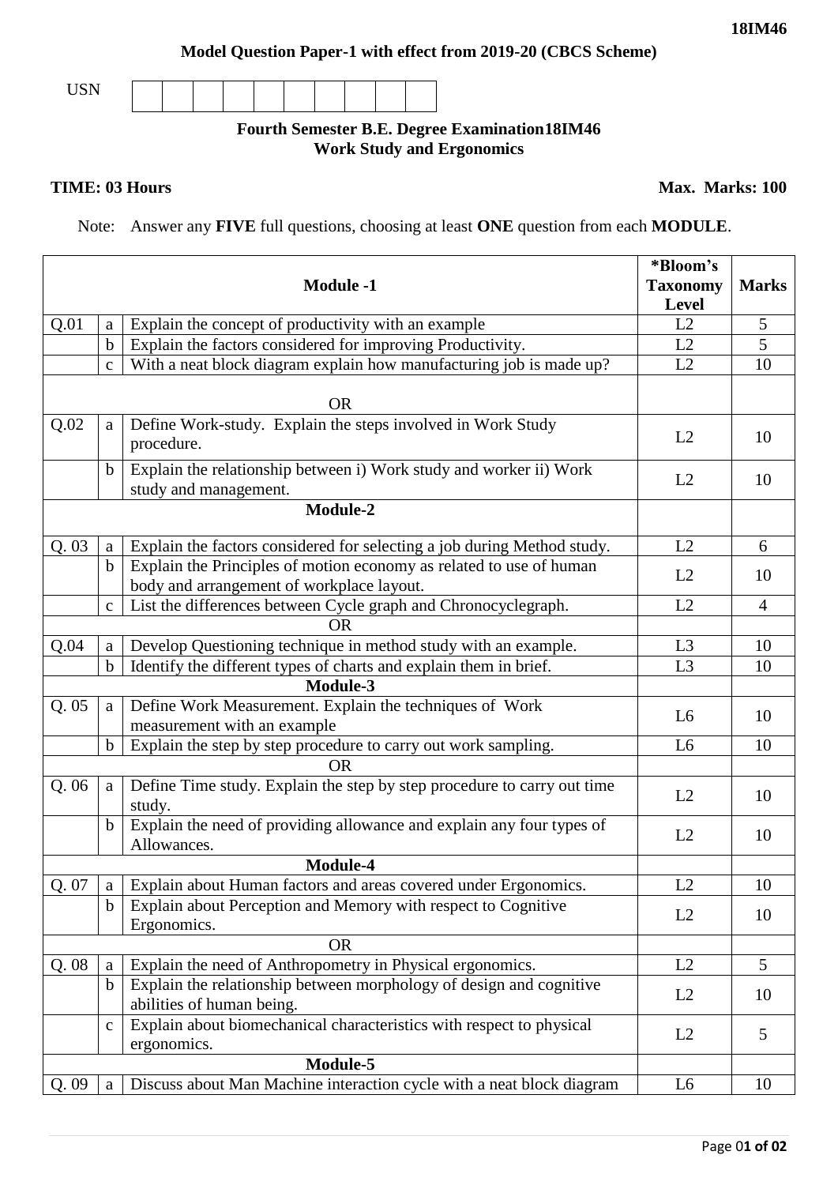**Model Question Paper-1 with effect from 2019-20 (CBCS Scheme)**

USN | | | | | | | | | |

**Fourth Semester B.E. Degree Examination18IM46**
**Work Study and Ergonomics**

**TIME: 03 Hours** **Max. Marks: 100**

Note: Answer any **FIVE** full questions, choosing at least **ONE** question from each **MODULE**.

| | | **Module -1** | ***Bloom's Taxonomy Level** | **Marks** |
|---|---|---|---|---|
| Q.01 | a | Explain the concept of productivity with an example | L2 | 5 |
| | b | Explain the factors considered for improving Productivity. | L2 | 5 |
| | c | With a neat block diagram explain how manufacturing job is made up? | L2 | 10 |
| | | OR | | |
| Q.02 | a | Define Work-study. Explain the steps involved in Work Study procedure. | L2 | 10 |
| | b | Explain the relationship between i) Work study and worker ii) Work study and management. | L2 | 10 |
| | | **Module-2** | | |
| Q. 03 | a | Explain the factors considered for selecting a job during Method study. | L2 | 6 |
| | b | Explain the Principles of motion economy as related to use of human body and arrangement of workplace layout. | L2 | 10 |
| | c | List the differences between Cycle graph and Chronocyclegraph. | L2 | 4 |
| | | OR | | |
| Q.04 | a | Develop Questioning technique in method study with an example. | L3 | 10 |
| | b | Identify the different types of charts and explain them in brief. | L3 | 10 |
| | | **Module-3** | | |
| Q. 05 | a | Define Work Measurement. Explain the techniques of Work measurement with an example | L6 | 10 |
| | b | Explain the step by step procedure to carry out work sampling. | L6 | 10 |
| | | OR | | |
| Q. 06 | a | Define Time study. Explain the step by step procedure to carry out time study. | L2 | 10 |
| | b | Explain the need of providing allowance and explain any four types of Allowances. | L2 | 10 |
| | | **Module-4** | | |
| Q. 07 | a | Explain about Human factors and areas covered under Ergonomics. | L2 | 10 |
| | b | Explain about Perception and Memory with respect to Cognitive Ergonomics. | L2 | 10 |
| | | OR | | |
| Q. 08 | a | Explain the need of Anthropometry in Physical ergonomics. | L2 | 5 |
| | b | Explain the relationship between morphology of design and cognitive abilities of human being. | L2 | 10 |
| | c | Explain about biomechanical characteristics with respect to physical ergonomics. | L2 | 5 |
| | | **Module-5** | | |
| Q. 09 | a | Discuss about Man Machine interaction cycle with a neat block diagram | L6 | 10 |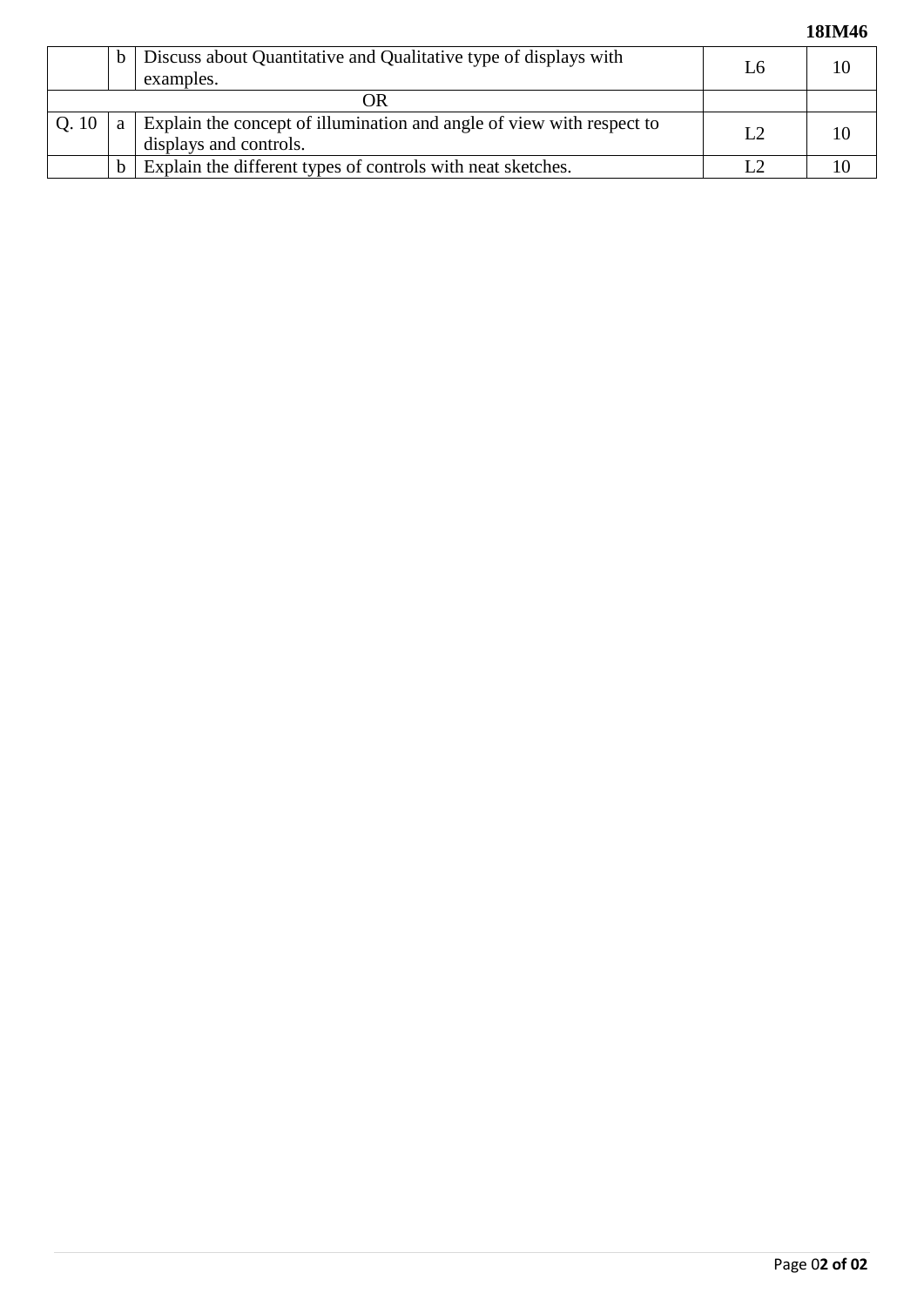| | | | | |
|---|---|---|---|---|
| | b | Discuss about Quantitative and Qualitative type of displays with examples. | L6 | 10 |
| OR | | | | |
| Q. 10 | a | Explain the concept of illumination and angle of view with respect to displays and controls. | L2 | 10 |
| | b | Explain the different types of controls with neat sketches. | L2 | 10 |